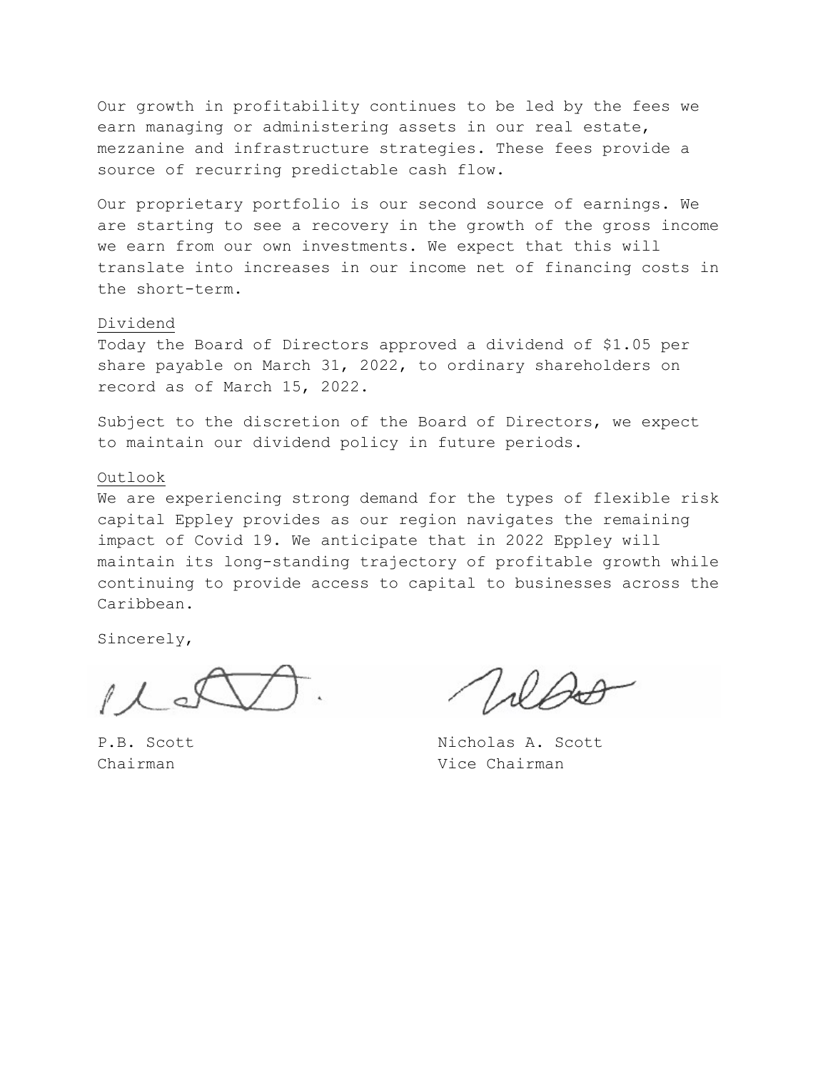Our growth in profitability continues to be led by the fees we earn managing or administering assets in our real estate, mezzanine and infrastructure strategies. These fees provide a source of recurring predictable cash flow.

Our proprietary portfolio is our second source of earnings. We are starting to see a recovery in the growth of the gross income we earn from our own investments. We expect that this will translate into increases in our income net of financing costs in the short-term.

## Dividend

Today the Board of Directors approved a dividend of $1.05 per share payable on March 31, 2022, to ordinary shareholders on record as of March 15, 2022.

Subject to the discretion of the Board of Directors, we expect to maintain our dividend policy in future periods.

## Outlook

We are experiencing strong demand for the types of flexible risk capital Eppley provides as our region navigates the remaining impact of Covid 19. We anticipate that in 2022 Eppley will maintain its long-standing trajectory of profitable growth while continuing to provide access to capital to businesses across the Caribbean.

Sincerely,

P.B. Scott
Chairman

Nicholas A. Scott
Vice Chairman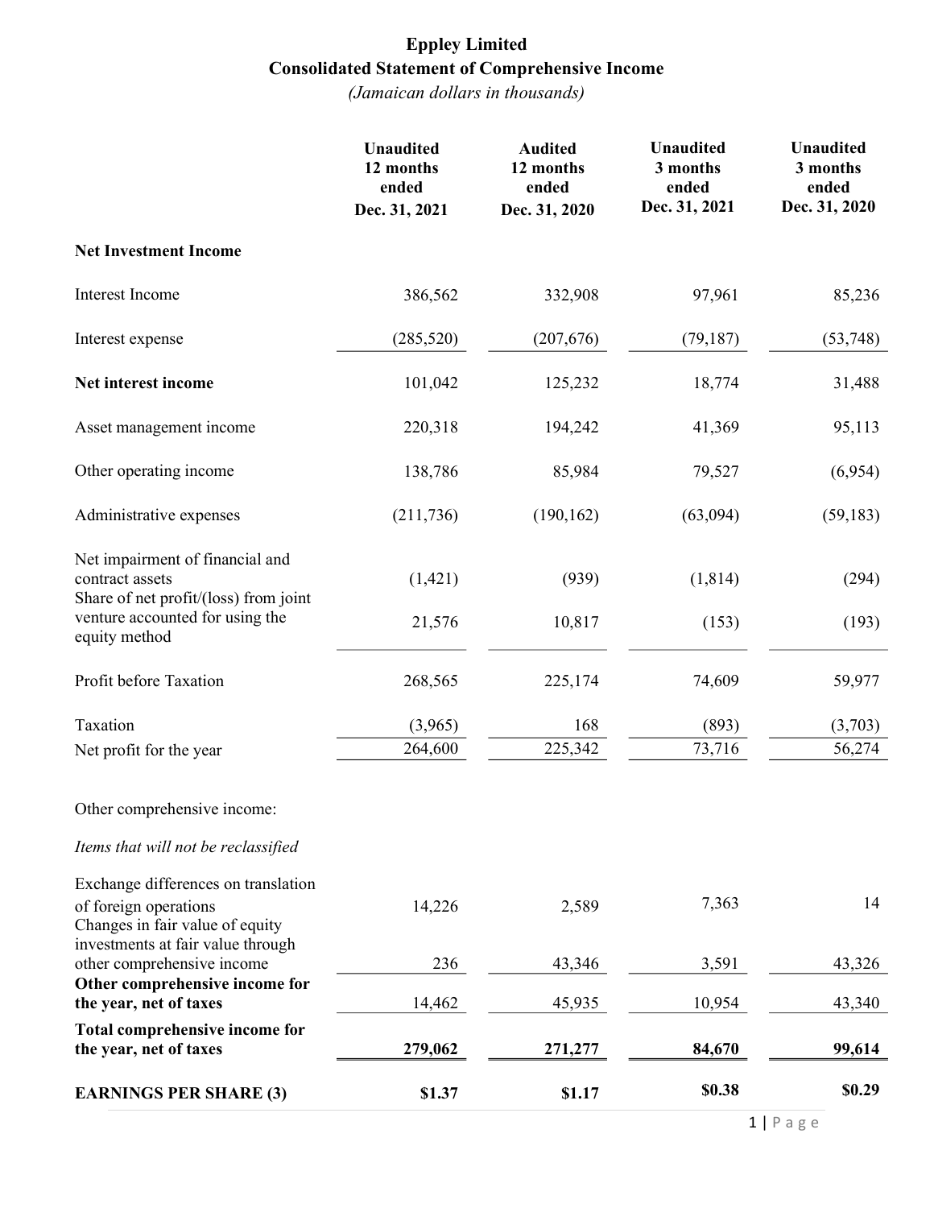# Eppley Limited

## Consolidated Statement of Comprehensive Income

*(Jamaican dollars in thousands)*

| | Unaudited 12 months ended Dec. 31, 2021 | Audited 12 months ended Dec. 31, 2020 | Unaudited 3 months ended Dec. 31, 2021 | Unaudited 3 months ended Dec. 31, 2020 |
|---|---|---|---|---|
| **Net Investment Income** | | | | |
| Interest Income | 386,562 | 332,908 | 97,961 | 85,236 |
| Interest expense | (285,520) | (207,676) | (79,187) | (53,748) |
| **Net interest income** | 101,042 | 125,232 | 18,774 | 31,488 |
| Asset management income | 220,318 | 194,242 | 41,369 | 95,113 |
| Other operating income | 138,786 | 85,984 | 79,527 | (6,954) |
| Administrative expenses | (211,736) | (190,162) | (63,094) | (59,183) |
| Net impairment of financial and contract assets | (1,421) | (939) | (1,814) | (294) |
| Share of net profit/(loss) from joint venture accounted for using the equity method | 21,576 | 10,817 | (153) | (193) |
| Profit before Taxation | 268,565 | 225,174 | 74,609 | 59,977 |
| Taxation | (3,965) | 168 | (893) | (3,703) |
| Net profit for the year | 264,600 | 225,342 | 73,716 | 56,274 |
| Other comprehensive income: | | | | |
| *Items that will not be reclassified* | | | | |
| Exchange differences on translation of foreign operations | 14,226 | 2,589 | 7,363 | 14 |
| Changes in fair value of equity investments at fair value through other comprehensive income | 236 | 43,346 | 3,591 | 43,326 |
| **Other comprehensive income for the year, net of taxes** | 14,462 | 45,935 | 10,954 | 43,340 |
| **Total comprehensive income for the year, net of taxes** | **279,062** | **271,277** | **84,670** | **99,614** |
| **EARNINGS PER SHARE (3)** | **$1.37** | **$1.17** | **$0.38** | **$0.29** |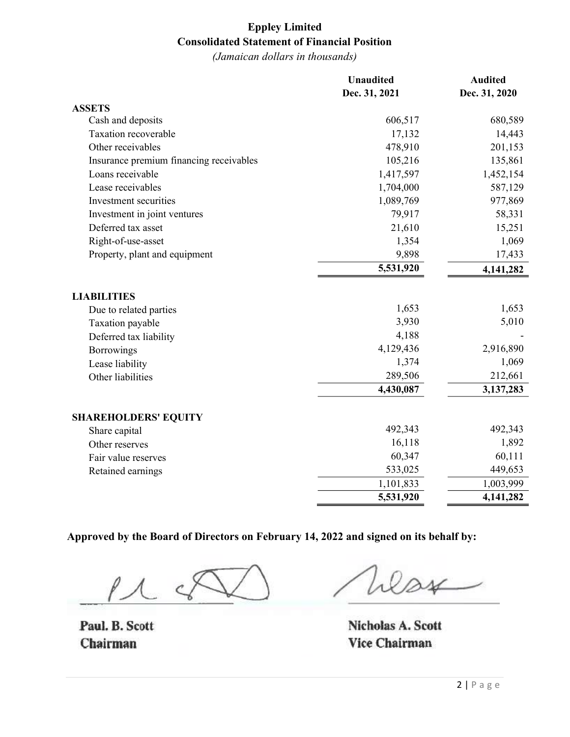# Eppley Limited

## Consolidated Statement of Financial Position

*(Jamaican dollars in thousands)*

| | Unaudited Dec. 31, 2021 | Audited Dec. 31, 2020 |
|---|---|---|
| **ASSETS** | | |
| Cash and deposits | 606,517 | 680,589 |
| Taxation recoverable | 17,132 | 14,443 |
| Other receivables | 478,910 | 201,153 |
| Insurance premium financing receivables | 105,216 | 135,861 |
| Loans receivable | 1,417,597 | 1,452,154 |
| Lease receivables | 1,704,000 | 587,129 |
| Investment securities | 1,089,769 | 977,869 |
| Investment in joint ventures | 79,917 | 58,331 |
| Deferred tax asset | 21,610 | 15,251 |
| Right-of-use-asset | 1,354 | 1,069 |
| Property, plant and equipment | 9,898 | 17,433 |
| | **5,531,920** | **4,141,282** |
| **LIABILITIES** | | |
| Due to related parties | 1,653 | 1,653 |
| Taxation payable | 3,930 | 5,010 |
| Deferred tax liability | 4,188 | - |
| Borrowings | 4,129,436 | 2,916,890 |
| Lease liability | 1,374 | 1,069 |
| Other liabilities | 289,506 | 212,661 |
| | **4,430,087** | **3,137,283** |
| **SHAREHOLDERS' EQUITY** | | |
| Share capital | 492,343 | 492,343 |
| Other reserves | 16,118 | 1,892 |
| Fair value reserves | 60,347 | 60,111 |
| Retained earnings | 533,025 | 449,653 |
| | 1,101,833 | 1,003,999 |
| | **5,531,920** | **4,141,282** |

**Approved by the Board of Directors on February 14, 2022 and signed on its behalf by:**

**Paul. B. Scott**
**Chairman**

**Nicholas A. Scott**
**Vice Chairman**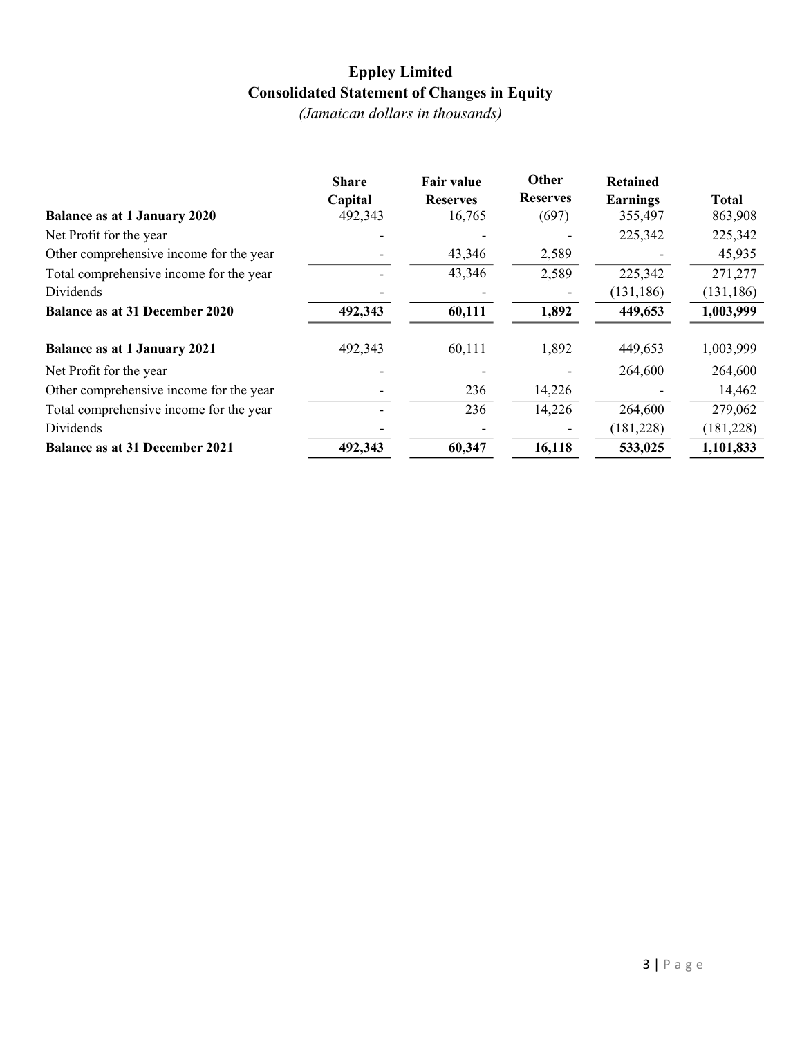# Eppley Limited

## Consolidated Statement of Changes in Equity

*(Jamaican dollars in thousands)*

| | Share Capital | Fair value Reserves | Other Reserves | Retained Earnings | Total |
|---|---|---|---|---|---|
| **Balance as at 1 January 2020** | 492,343 | 16,765 | (697) | 355,497 | 863,908 |
| Net Profit for the year | - | - | - | 225,342 | 225,342 |
| Other comprehensive income for the year | - | 43,346 | 2,589 | - | 45,935 |
| Total comprehensive income for the year | - | 43,346 | 2,589 | 225,342 | 271,277 |
| Dividends | - | - | - | (131,186) | (131,186) |
| **Balance as at 31 December 2020** | **492,343** | **60,111** | **1,892** | **449,653** | **1,003,999** |
| | | | | | |
| **Balance as at 1 January 2021** | 492,343 | 60,111 | 1,892 | 449,653 | 1,003,999 |
| Net Profit for the year | - | - | - | 264,600 | 264,600 |
| Other comprehensive income for the year | - | 236 | 14,226 | - | 14,462 |
| Total comprehensive income for the year | - | 236 | 14,226 | 264,600 | 279,062 |
| Dividends | - | - | - | (181,228) | (181,228) |
| **Balance as at 31 December 2021** | **492,343** | **60,347** | **16,118** | **533,025** | **1,101,833** |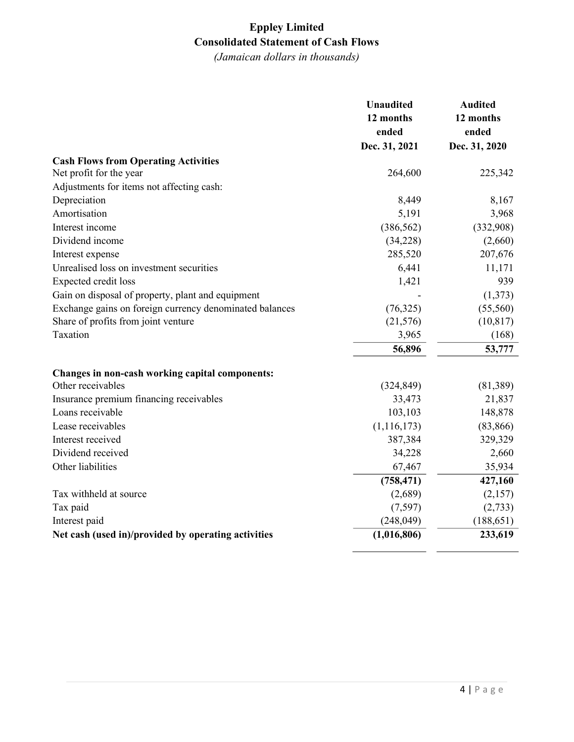# Eppley Limited

## Consolidated Statement of Cash Flows

*(Jamaican dollars in thousands)*

| | Unaudited 12 months ended Dec. 31, 2021 | Audited 12 months ended Dec. 31, 2020 |
|---|---|---|
| **Cash Flows from Operating Activities** | | |
| Net profit for the year | 264,600 | 225,342 |
| Adjustments for items not affecting cash: | | |
| Depreciation | 8,449 | 8,167 |
| Amortisation | 5,191 | 3,968 |
| Interest income | (386,562) | (332,908) |
| Dividend income | (34,228) | (2,660) |
| Interest expense | 285,520 | 207,676 |
| Unrealised loss on investment securities | 6,441 | 11,171 |
| Expected credit loss | 1,421 | 939 |
| Gain on disposal of property, plant and equipment | - | (1,373) |
| Exchange gains on foreign currency denominated balances | (76,325) | (55,560) |
| Share of profits from joint venture | (21,576) | (10,817) |
| Taxation | 3,965 | (168) |
| | **56,896** | **53,777** |
| **Changes in non-cash working capital components:** | | |
| Other receivables | (324,849) | (81,389) |
| Insurance premium financing receivables | 33,473 | 21,837 |
| Loans receivable | 103,103 | 148,878 |
| Lease receivables | (1,116,173) | (83,866) |
| Interest received | 387,384 | 329,329 |
| Dividend received | 34,228 | 2,660 |
| Other liabilities | 67,467 | 35,934 |
| | **(758,471)** | **427,160** |
| Tax withheld at source | (2,689) | (2,157) |
| Tax paid | (7,597) | (2,733) |
| Interest paid | (248,049) | (188,651) |
| **Net cash (used in)/provided by operating activities** | **(1,016,806)** | **233,619** |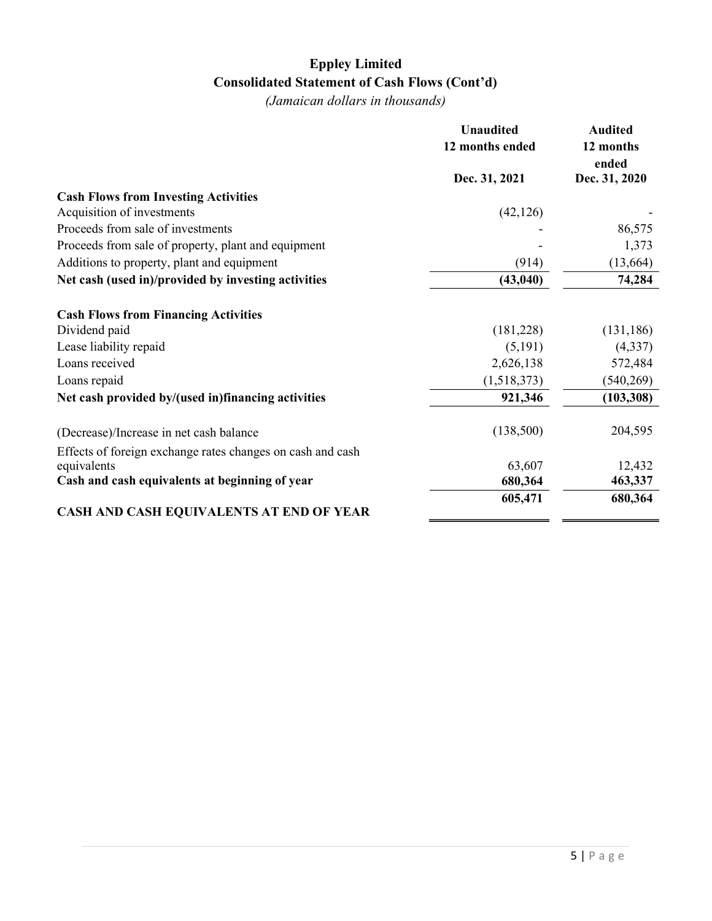# Eppley Limited

## Consolidated Statement of Cash Flows (Cont'd)

*(Jamaican dollars in thousands)*

| | Unaudited 12 months ended Dec. 31, 2021 | Audited 12 months ended Dec. 31, 2020 |
|---|---|---|
| **Cash Flows from Investing Activities** | | |
| Acquisition of investments | (42,126) | - |
| Proceeds from sale of investments | - | 86,575 |
| Proceeds from sale of property, plant and equipment | - | 1,373 |
| Additions to property, plant and equipment | (914) | (13,664) |
| **Net cash (used in)/provided by investing activities** | **(43,040)** | **74,284** |
| | | |
| **Cash Flows from Financing Activities** | | |
| Dividend paid | (181,228) | (131,186) |
| Lease liability repaid | (5,191) | (4,337) |
| Loans received | 2,626,138 | 572,484 |
| Loans repaid | (1,518,373) | (540,269) |
| **Net cash provided by/(used in)financing activities** | **921,346** | **(103,308)** |
| | | |
| (Decrease)/Increase in net cash balance | (138,500) | 204,595 |
| Effects of foreign exchange rates changes on cash and cash equivalents | 63,607 | 12,432 |
| **Cash and cash equivalents at beginning of year** | **680,364** | **463,337** |
| **CASH AND CASH EQUIVALENTS AT END OF YEAR** | **605,471** | **680,364** |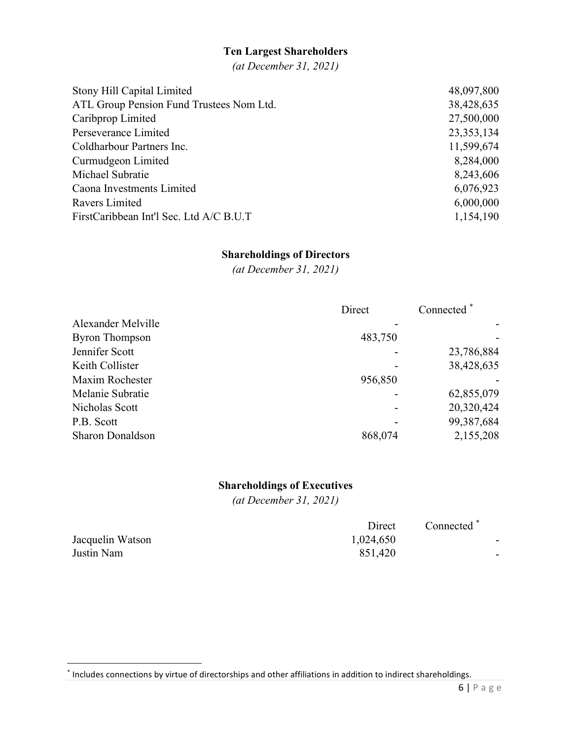## Ten Largest Shareholders

*(at December 31, 2021)*

| | |
|---|---|
| Stony Hill Capital Limited | 48,097,800 |
| ATL Group Pension Fund Trustees Nom Ltd. | 38,428,635 |
| Caribprop Limited | 27,500,000 |
| Perseverance Limited | 23,353,134 |
| Coldharbour Partners Inc. | 11,599,674 |
| Curmudgeon Limited | 8,284,000 |
| Michael Subratie | 8,243,606 |
| Caona Investments Limited | 6,076,923 |
| Ravers Limited | 6,000,000 |
| FirstCaribbean Int'l Sec. Ltd A/C B.U.T | 1,154,190 |

## Shareholdings of Directors

*(at December 31, 2021)*

| | Direct | Connected * |
|---|---|---|
| Alexander Melville | - | - |
| Byron Thompson | 483,750 | - |
| Jennifer Scott | - | 23,786,884 |
| Keith Collister | - | 38,428,635 |
| Maxim Rochester | 956,850 | - |
| Melanie Subratie | - | 62,855,079 |
| Nicholas Scott | - | 20,320,424 |
| P.B. Scott | - | 99,387,684 |
| Sharon Donaldson | 868,074 | 2,155,208 |

## Shareholdings of Executives

*(at December 31, 2021)*

| | Direct | Connected * |
|---|---|---|
| Jacquelin Watson | 1,024,650 | - |
| Justin Nam | 851,420 | - |

* Includes connections by virtue of directorships and other affiliations in addition to indirect shareholdings.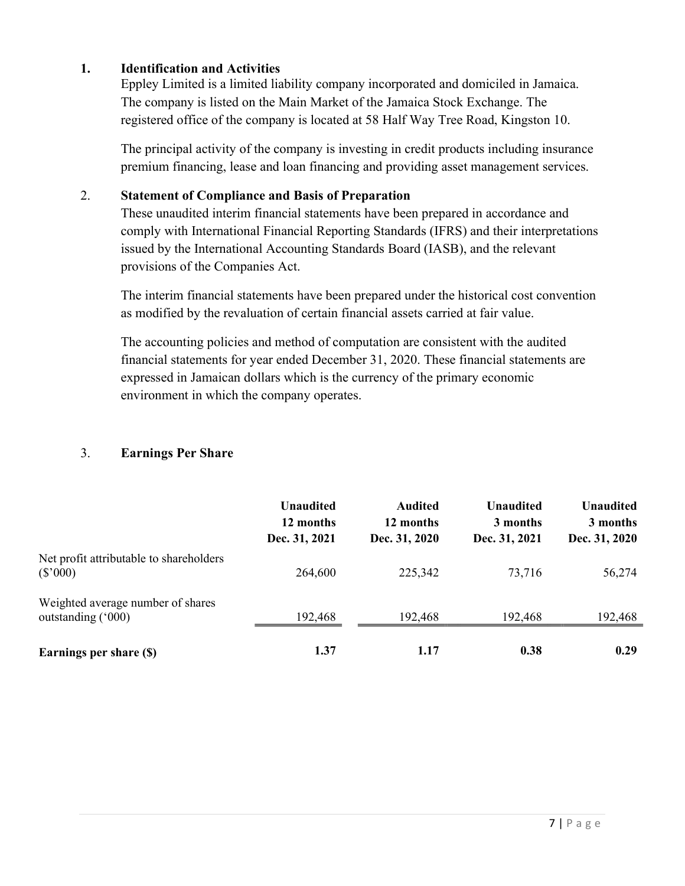## 1. Identification and Activities

Eppley Limited is a limited liability company incorporated and domiciled in Jamaica. The company is listed on the Main Market of the Jamaica Stock Exchange. The registered office of the company is located at 58 Half Way Tree Road, Kingston 10.

The principal activity of the company is investing in credit products including insurance premium financing, lease and loan financing and providing asset management services.

## 2. Statement of Compliance and Basis of Preparation

These unaudited interim financial statements have been prepared in accordance and comply with International Financial Reporting Standards (IFRS) and their interpretations issued by the International Accounting Standards Board (IASB), and the relevant provisions of the Companies Act.

The interim financial statements have been prepared under the historical cost convention as modified by the revaluation of certain financial assets carried at fair value.

The accounting policies and method of computation are consistent with the audited financial statements for year ended December 31, 2020. These financial statements are expressed in Jamaican dollars which is the currency of the primary economic environment in which the company operates.

## 3. Earnings Per Share

| | Unaudited 12 months Dec. 31, 2021 | Audited 12 months Dec. 31, 2020 | Unaudited 3 months Dec. 31, 2021 | Unaudited 3 months Dec. 31, 2020 |
|---|---|---|---|---|
| Net profit attributable to shareholders ($'000) | 264,600 | 225,342 | 73,716 | 56,274 |
| Weighted average number of shares outstanding ('000) | 192,468 | 192,468 | 192,468 | 192,468 |
| **Earnings per share ($)** | **1.37** | **1.17** | **0.38** | **0.29** |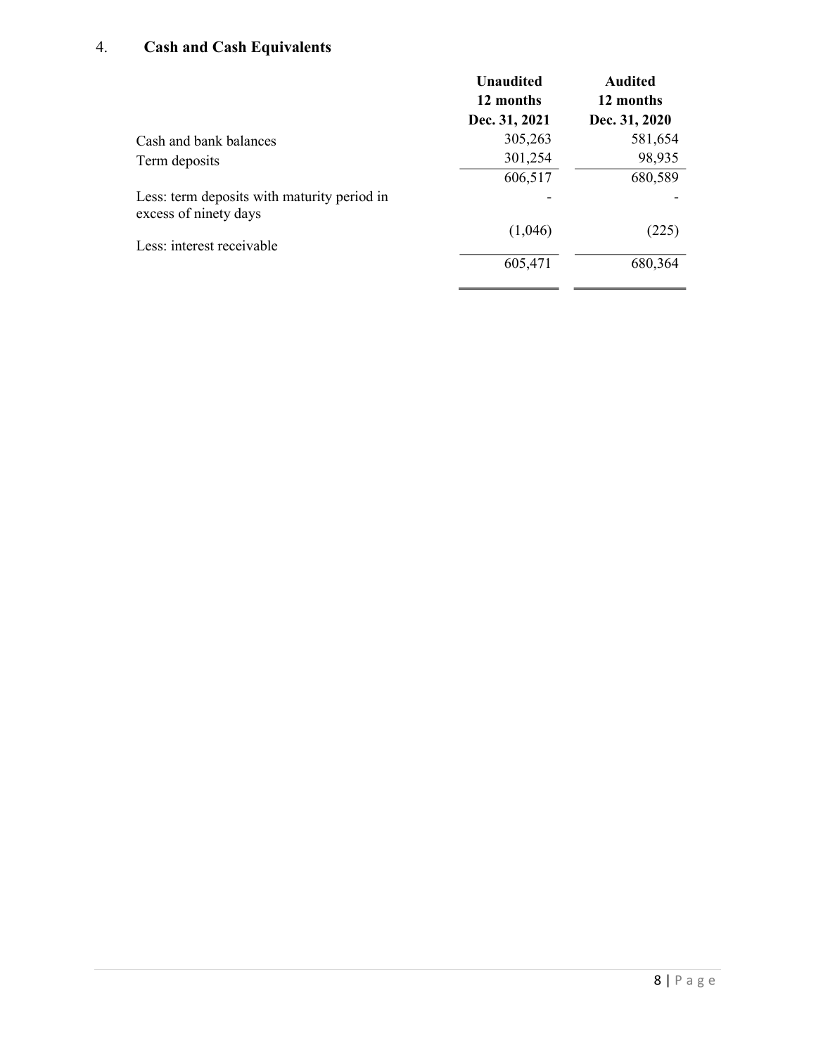## 4. Cash and Cash Equivalents

| | Unaudited 12 months Dec. 31, 2021 | Audited 12 months Dec. 31, 2020 |
|---|---|---|
| Cash and bank balances | 305,263 | 581,654 |
| Term deposits | 301,254 | 98,935 |
| | 606,517 | 680,589 |
| Less: term deposits with maturity period in excess of ninety days | - | - |
| Less: interest receivable | (1,046) | (225) |
| | 605,471 | 680,364 |